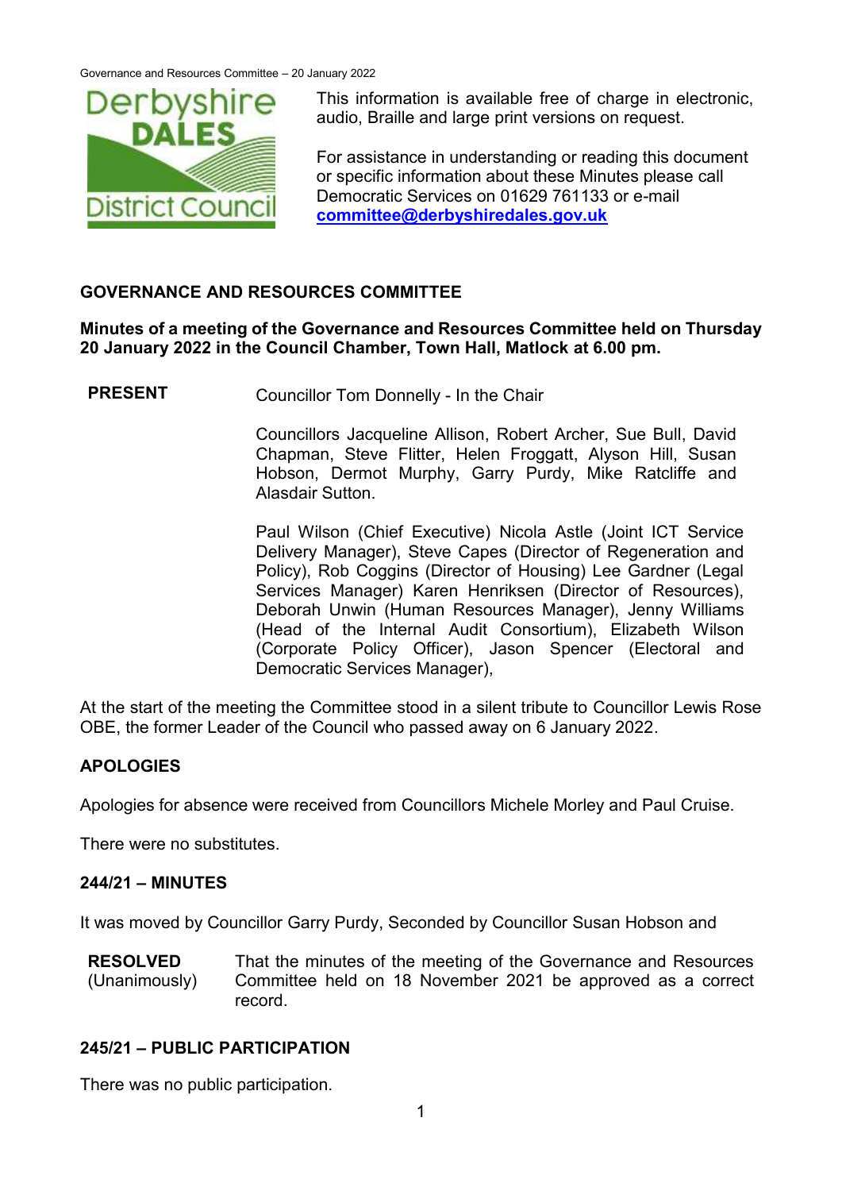This information is available free of charge in electronic, audio, Braille and large print versions on request.

For assistance in understanding or reading this document or specific information about these Minutes please call Democratic Services on 01629 761133 or e-mail **committee@derbyshiredales.gov.uk**

## GOVERNANCE AND RESOURCES COMMITTEE

**Minutes of a meeting of the Governance and Resources Committee held on Thursday 20 January 2022 in the Council Chamber, Town Hall, Matlock at 6.00 pm.**

**PRESENT**

Councillor Tom Donnelly - In the Chair

Councillors Jacqueline Allison, Robert Archer, Sue Bull, David Chapman, Steve Flitter, Helen Froggatt, Alyson Hill, Susan Hobson, Dermot Murphy, Garry Purdy, Mike Ratcliffe and Alasdair Sutton.

Paul Wilson (Chief Executive) Nicola Astle (Joint ICT Service Delivery Manager), Steve Capes (Director of Regeneration and Policy), Rob Coggins (Director of Housing) Lee Gardner (Legal Services Manager) Karen Henriksen (Director of Resources), Deborah Unwin (Human Resources Manager), Jenny Williams (Head of the Internal Audit Consortium), Elizabeth Wilson (Corporate Policy Officer), Jason Spencer (Electoral and Democratic Services Manager),

At the start of the meeting the Committee stood in a silent tribute to Councillor Lewis Rose OBE, the former Leader of the Council who passed away on 6 January 2022.

### APOLOGIES

Apologies for absence were received from Councillors Michele Morley and Paul Cruise.

There were no substitutes.

### 244/21 – MINUTES

It was moved by Councillor Garry Purdy, Seconded by Councillor Susan Hobson and

**RESOLVED** (Unanimously) That the minutes of the meeting of the Governance and Resources Committee held on 18 November 2021 be approved as a correct record.

### 245/21 – PUBLIC PARTICIPATION

There was no public participation.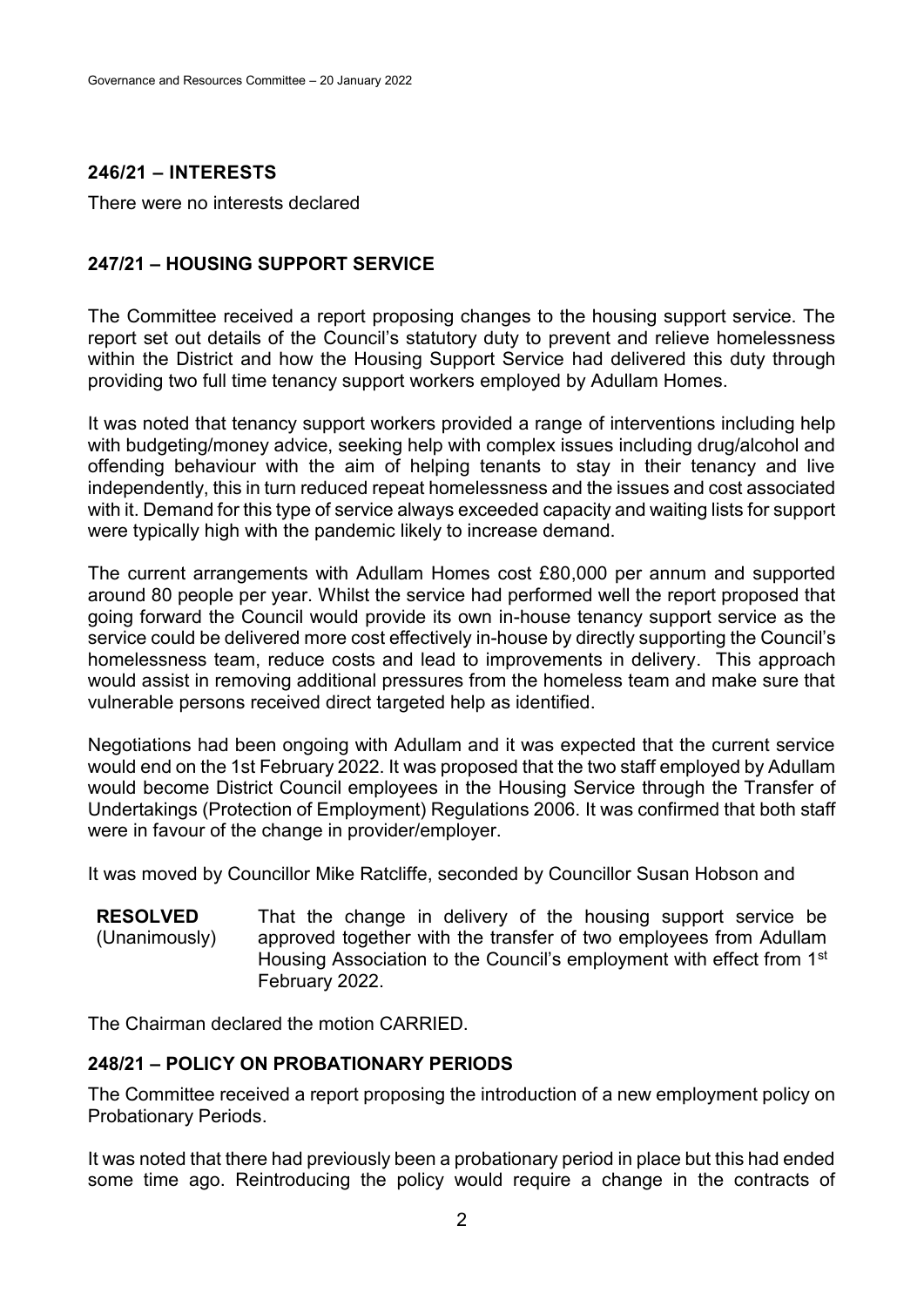## 246/21 – INTERESTS

There were no interests declared

## 247/21 – HOUSING SUPPORT SERVICE

The Committee received a report proposing changes to the housing support service. The report set out details of the Council's statutory duty to prevent and relieve homelessness within the District and how the Housing Support Service had delivered this duty through providing two full time tenancy support workers employed by Adullam Homes.

It was noted that tenancy support workers provided a range of interventions including help with budgeting/money advice, seeking help with complex issues including drug/alcohol and offending behaviour with the aim of helping tenants to stay in their tenancy and live independently, this in turn reduced repeat homelessness and the issues and cost associated with it. Demand for this type of service always exceeded capacity and waiting lists for support were typically high with the pandemic likely to increase demand.

The current arrangements with Adullam Homes cost £80,000 per annum and supported around 80 people per year. Whilst the service had performed well the report proposed that going forward the Council would provide its own in-house tenancy support service as the service could be delivered more cost effectively in-house by directly supporting the Council's homelessness team, reduce costs and lead to improvements in delivery. This approach would assist in removing additional pressures from the homeless team and make sure that vulnerable persons received direct targeted help as identified.

Negotiations had been ongoing with Adullam and it was expected that the current service would end on the 1st February 2022. It was proposed that the two staff employed by Adullam would become District Council employees in the Housing Service through the Transfer of Undertakings (Protection of Employment) Regulations 2006. It was confirmed that both staff were in favour of the change in provider/employer.

It was moved by Councillor Mike Ratcliffe, seconded by Councillor Susan Hobson and

**RESOLVED** (Unanimously) That the change in delivery of the housing support service be approved together with the transfer of two employees from Adullam Housing Association to the Council's employment with effect from 1st February 2022.

The Chairman declared the motion CARRIED.

## 248/21 – POLICY ON PROBATIONARY PERIODS

The Committee received a report proposing the introduction of a new employment policy on Probationary Periods.

It was noted that there had previously been a probationary period in place but this had ended some time ago. Reintroducing the policy would require a change in the contracts of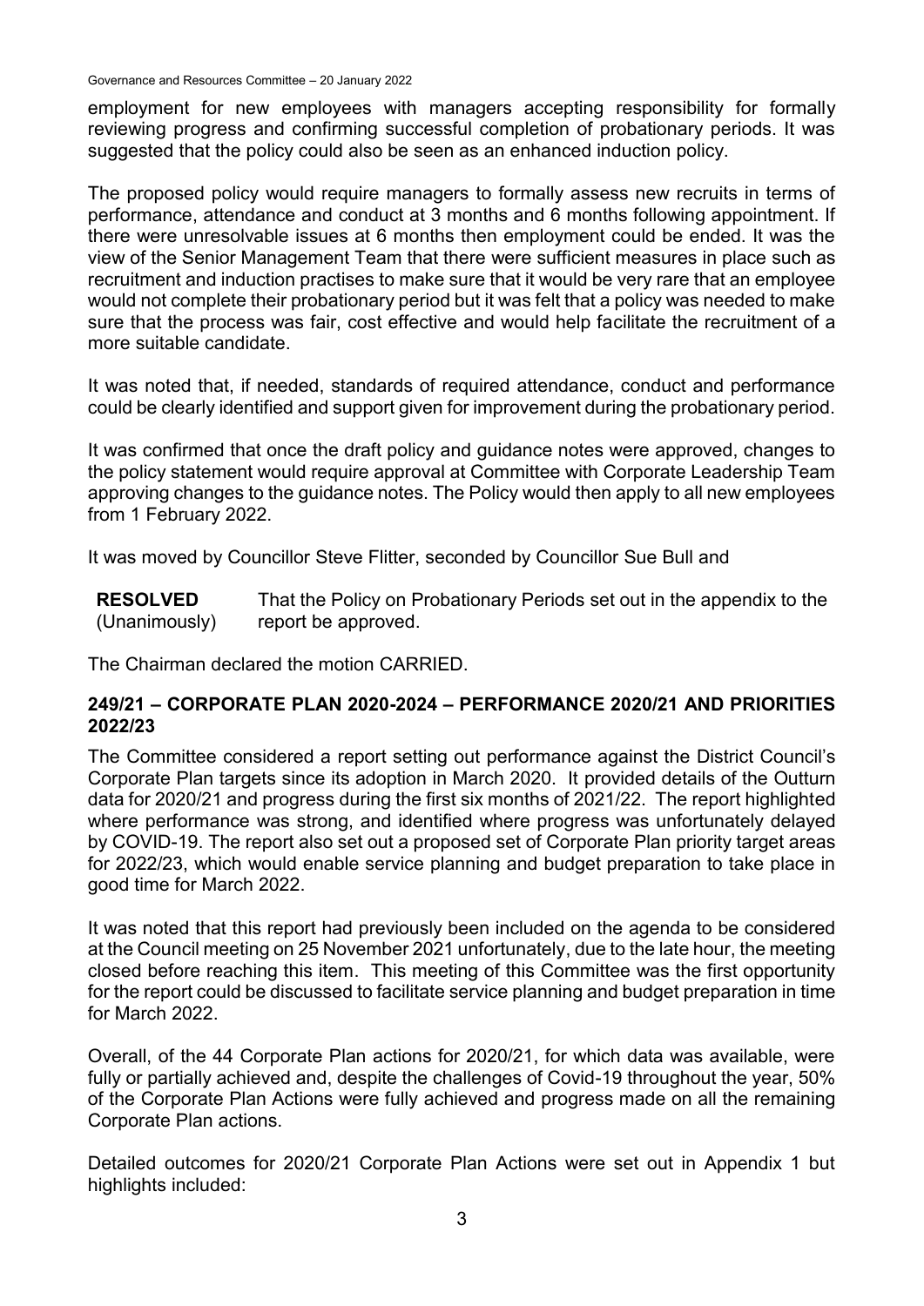employment for new employees with managers accepting responsibility for formally reviewing progress and confirming successful completion of probationary periods. It was suggested that the policy could also be seen as an enhanced induction policy.

The proposed policy would require managers to formally assess new recruits in terms of performance, attendance and conduct at 3 months and 6 months following appointment. If there were unresolvable issues at 6 months then employment could be ended. It was the view of the Senior Management Team that there were sufficient measures in place such as recruitment and induction practises to make sure that it would be very rare that an employee would not complete their probationary period but it was felt that a policy was needed to make sure that the process was fair, cost effective and would help facilitate the recruitment of a more suitable candidate.

It was noted that, if needed, standards of required attendance, conduct and performance could be clearly identified and support given for improvement during the probationary period.

It was confirmed that once the draft policy and guidance notes were approved, changes to the policy statement would require approval at Committee with Corporate Leadership Team approving changes to the guidance notes. The Policy would then apply to all new employees from 1 February 2022.

It was moved by Councillor Steve Flitter, seconded by Councillor Sue Bull and

**RESOLVED** (Unanimously) That the Policy on Probationary Periods set out in the appendix to the report be approved.

The Chairman declared the motion CARRIED.

## 249/21 – CORPORATE PLAN 2020-2024 – PERFORMANCE 2020/21 AND PRIORITIES 2022/23

The Committee considered a report setting out performance against the District Council's Corporate Plan targets since its adoption in March 2020. It provided details of the Outturn data for 2020/21 and progress during the first six months of 2021/22. The report highlighted where performance was strong, and identified where progress was unfortunately delayed by COVID-19. The report also set out a proposed set of Corporate Plan priority target areas for 2022/23, which would enable service planning and budget preparation to take place in good time for March 2022.

It was noted that this report had previously been included on the agenda to be considered at the Council meeting on 25 November 2021 unfortunately, due to the late hour, the meeting closed before reaching this item. This meeting of this Committee was the first opportunity for the report could be discussed to facilitate service planning and budget preparation in time for March 2022.

Overall, of the 44 Corporate Plan actions for 2020/21, for which data was available, were fully or partially achieved and, despite the challenges of Covid-19 throughout the year, 50% of the Corporate Plan Actions were fully achieved and progress made on all the remaining Corporate Plan actions.

Detailed outcomes for 2020/21 Corporate Plan Actions were set out in Appendix 1 but highlights included: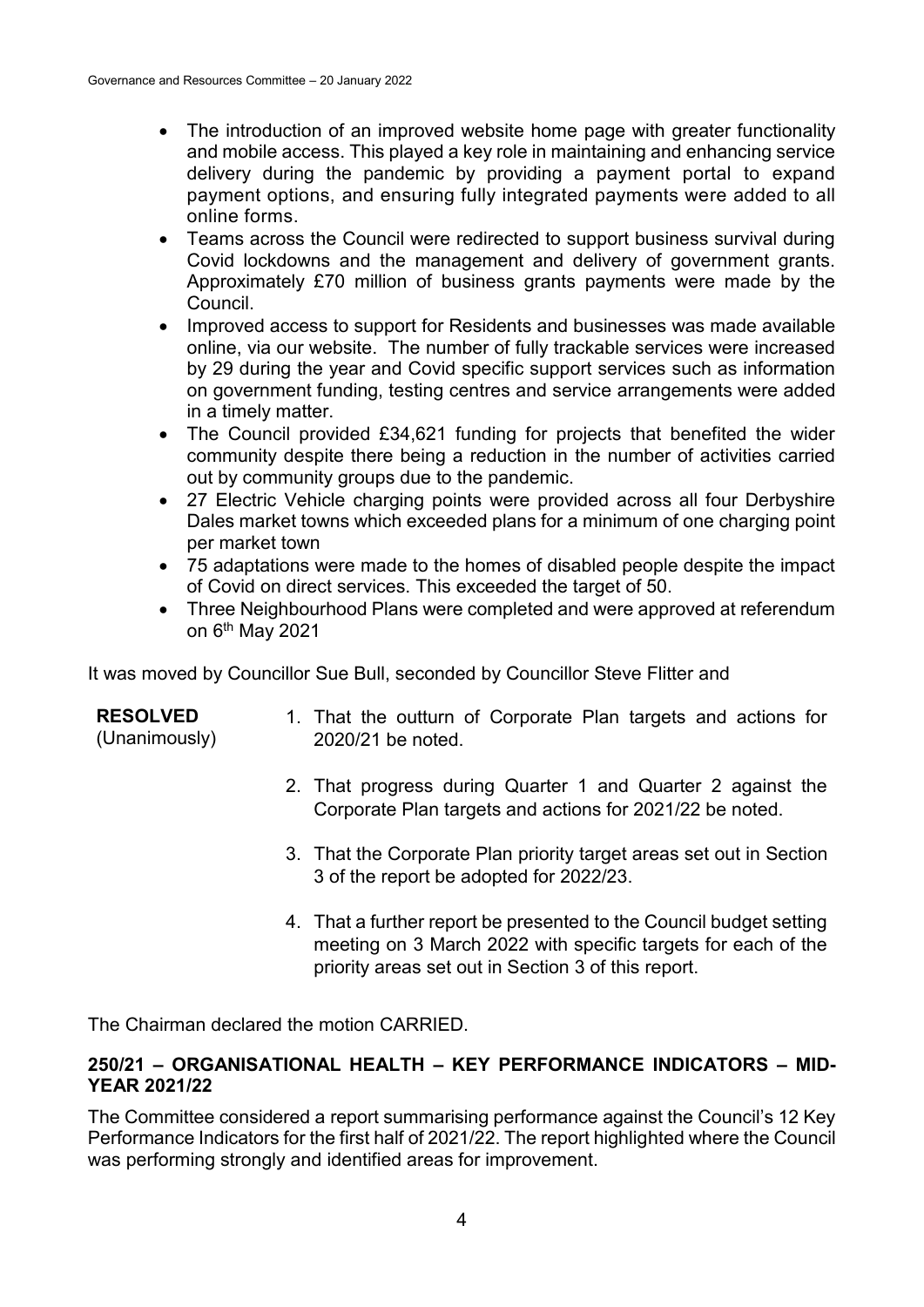- The introduction of an improved website home page with greater functionality and mobile access. This played a key role in maintaining and enhancing service delivery during the pandemic by providing a payment portal to expand payment options, and ensuring fully integrated payments were added to all online forms.
- Teams across the Council were redirected to support business survival during Covid lockdowns and the management and delivery of government grants. Approximately £70 million of business grants payments were made by the Council.
- Improved access to support for Residents and businesses was made available online, via our website. The number of fully trackable services were increased by 29 during the year and Covid specific support services such as information on government funding, testing centres and service arrangements were added in a timely matter.
- The Council provided £34,621 funding for projects that benefited the wider community despite there being a reduction in the number of activities carried out by community groups due to the pandemic.
- 27 Electric Vehicle charging points were provided across all four Derbyshire Dales market towns which exceeded plans for a minimum of one charging point per market town
- 75 adaptations were made to the homes of disabled people despite the impact of Covid on direct services. This exceeded the target of 50.
- Three Neighbourhood Plans were completed and were approved at referendum on 6th May 2021

It was moved by Councillor Sue Bull, seconded by Councillor Steve Flitter and

**RESOLVED** (Unanimously)

1. That the outturn of Corporate Plan targets and actions for 2020/21 be noted.
2. That progress during Quarter 1 and Quarter 2 against the Corporate Plan targets and actions for 2021/22 be noted.
3. That the Corporate Plan priority target areas set out in Section 3 of the report be adopted for 2022/23.
4. That a further report be presented to the Council budget setting meeting on 3 March 2022 with specific targets for each of the priority areas set out in Section 3 of this report.

The Chairman declared the motion CARRIED.

## 250/21 – ORGANISATIONAL HEALTH – KEY PERFORMANCE INDICATORS – MID-YEAR 2021/22

The Committee considered a report summarising performance against the Council's 12 Key Performance Indicators for the first half of 2021/22. The report highlighted where the Council was performing strongly and identified areas for improvement.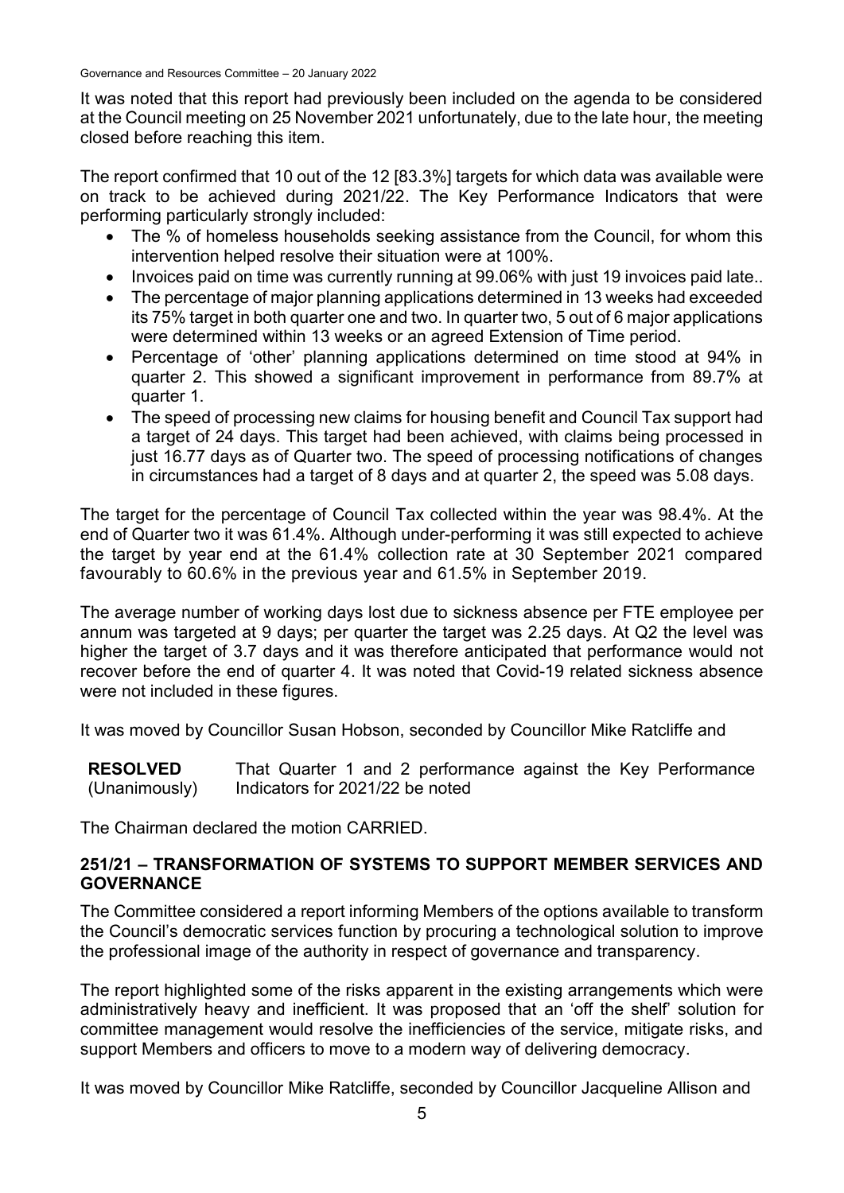It was noted that this report had previously been included on the agenda to be considered at the Council meeting on 25 November 2021 unfortunately, due to the late hour, the meeting closed before reaching this item.

The report confirmed that 10 out of the 12 [83.3%] targets for which data was available were on track to be achieved during 2021/22. The Key Performance Indicators that were performing particularly strongly included:

- The % of homeless households seeking assistance from the Council, for whom this intervention helped resolve their situation were at 100%.
- Invoices paid on time was currently running at 99.06% with just 19 invoices paid late..
- The percentage of major planning applications determined in 13 weeks had exceeded its 75% target in both quarter one and two. In quarter two, 5 out of 6 major applications were determined within 13 weeks or an agreed Extension of Time period.
- Percentage of 'other' planning applications determined on time stood at 94% in quarter 2. This showed a significant improvement in performance from 89.7% at quarter 1.
- The speed of processing new claims for housing benefit and Council Tax support had a target of 24 days. This target had been achieved, with claims being processed in just 16.77 days as of Quarter two. The speed of processing notifications of changes in circumstances had a target of 8 days and at quarter 2, the speed was 5.08 days.

The target for the percentage of Council Tax collected within the year was 98.4%. At the end of Quarter two it was 61.4%. Although under-performing it was still expected to achieve the target by year end at the 61.4% collection rate at 30 September 2021 compared favourably to 60.6% in the previous year and 61.5% in September 2019.

The average number of working days lost due to sickness absence per FTE employee per annum was targeted at 9 days; per quarter the target was 2.25 days. At Q2 the level was higher the target of 3.7 days and it was therefore anticipated that performance would not recover before the end of quarter 4. It was noted that Covid-19 related sickness absence were not included in these figures.

It was moved by Councillor Susan Hobson, seconded by Councillor Mike Ratcliffe and

**RESOLVED** (Unanimously) That Quarter 1 and 2 performance against the Key Performance Indicators for 2021/22 be noted

The Chairman declared the motion CARRIED.

## 251/21 – TRANSFORMATION OF SYSTEMS TO SUPPORT MEMBER SERVICES AND GOVERNANCE

The Committee considered a report informing Members of the options available to transform the Council's democratic services function by procuring a technological solution to improve the professional image of the authority in respect of governance and transparency.

The report highlighted some of the risks apparent in the existing arrangements which were administratively heavy and inefficient. It was proposed that an 'off the shelf' solution for committee management would resolve the inefficiencies of the service, mitigate risks, and support Members and officers to move to a modern way of delivering democracy.

It was moved by Councillor Mike Ratcliffe, seconded by Councillor Jacqueline Allison and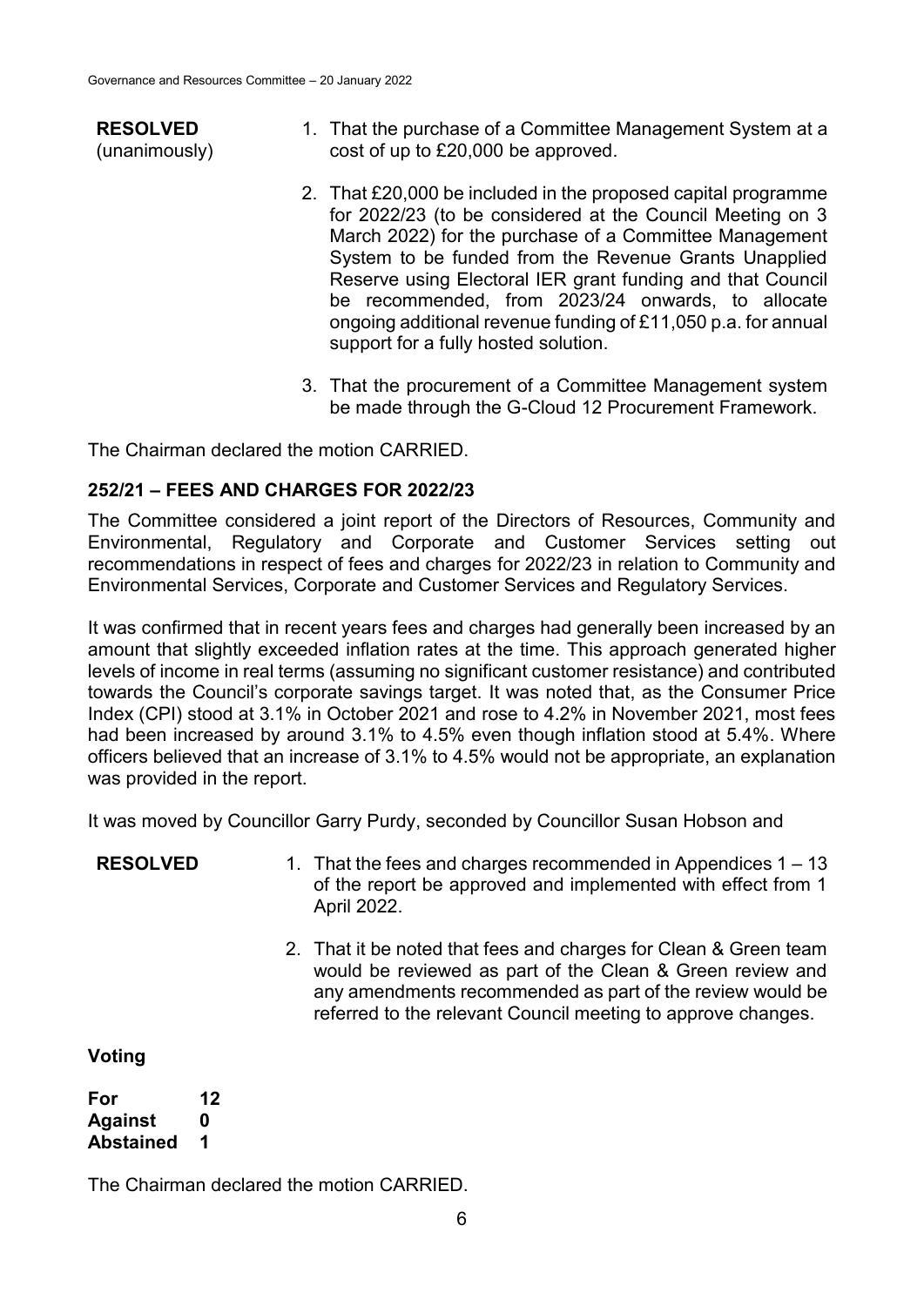**RESOLVED** (unanimously)

1. That the purchase of a Committee Management System at a cost of up to £20,000 be approved.
2. That £20,000 be included in the proposed capital programme for 2022/23 (to be considered at the Council Meeting on 3 March 2022) for the purchase of a Committee Management System to be funded from the Revenue Grants Unapplied Reserve using Electoral IER grant funding and that Council be recommended, from 2023/24 onwards, to allocate ongoing additional revenue funding of £11,050 p.a. for annual support for a fully hosted solution.
3. That the procurement of a Committee Management system be made through the G-Cloud 12 Procurement Framework.

The Chairman declared the motion CARRIED.

## 252/21 – FEES AND CHARGES FOR 2022/23

The Committee considered a joint report of the Directors of Resources, Community and Environmental, Regulatory and Corporate and Customer Services setting out recommendations in respect of fees and charges for 2022/23 in relation to Community and Environmental Services, Corporate and Customer Services and Regulatory Services.

It was confirmed that in recent years fees and charges had generally been increased by an amount that slightly exceeded inflation rates at the time. This approach generated higher levels of income in real terms (assuming no significant customer resistance) and contributed towards the Council's corporate savings target. It was noted that, as the Consumer Price Index (CPI) stood at 3.1% in October 2021 and rose to 4.2% in November 2021, most fees had been increased by around 3.1% to 4.5% even though inflation stood at 5.4%. Where officers believed that an increase of 3.1% to 4.5% would not be appropriate, an explanation was provided in the report.

It was moved by Councillor Garry Purdy, seconded by Councillor Susan Hobson and

**RESOLVED**

1. That the fees and charges recommended in Appendices 1 – 13 of the report be approved and implemented with effect from 1 April 2022.
2. That it be noted that fees and charges for Clean & Green team would be reviewed as part of the Clean & Green review and any amendments recommended as part of the review would be referred to the relevant Council meeting to approve changes.

**Voting**

**For** 12
**Against** 0
**Abstained** 1

The Chairman declared the motion CARRIED.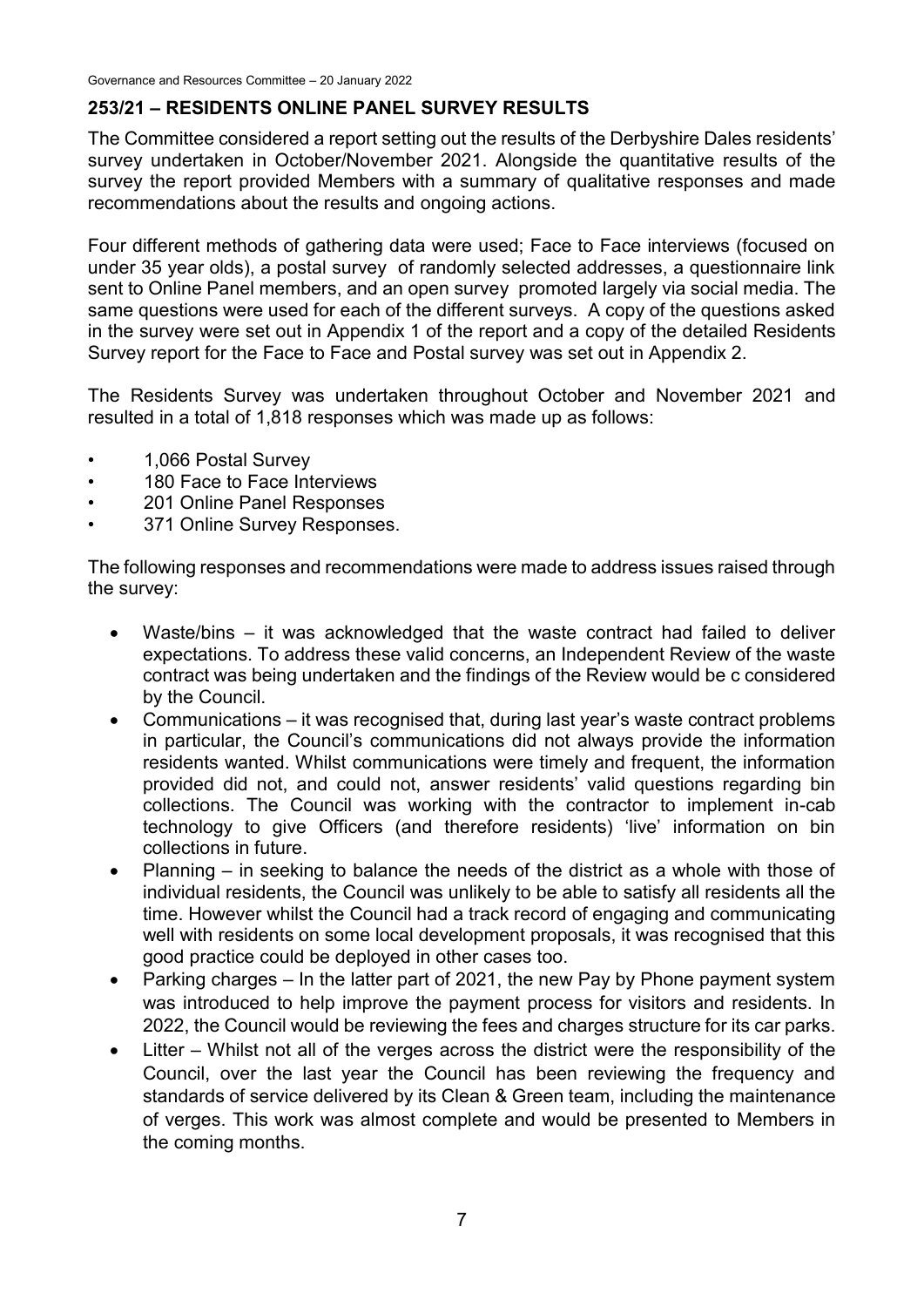## 253/21 – RESIDENTS ONLINE PANEL SURVEY RESULTS

The Committee considered a report setting out the results of the Derbyshire Dales residents' survey undertaken in October/November 2021. Alongside the quantitative results of the survey the report provided Members with a summary of qualitative responses and made recommendations about the results and ongoing actions.

Four different methods of gathering data were used; Face to Face interviews (focused on under 35 year olds), a postal survey of randomly selected addresses, a questionnaire link sent to Online Panel members, and an open survey promoted largely via social media. The same questions were used for each of the different surveys. A copy of the questions asked in the survey were set out in Appendix 1 of the report and a copy of the detailed Residents Survey report for the Face to Face and Postal survey was set out in Appendix 2.

The Residents Survey was undertaken throughout October and November 2021 and resulted in a total of 1,818 responses which was made up as follows:

- 1,066 Postal Survey
- 180 Face to Face Interviews
- 201 Online Panel Responses
- 371 Online Survey Responses.

The following responses and recommendations were made to address issues raised through the survey:

- Waste/bins – it was acknowledged that the waste contract had failed to deliver expectations. To address these valid concerns, an Independent Review of the waste contract was being undertaken and the findings of the Review would be c considered by the Council.
- Communications – it was recognised that, during last year's waste contract problems in particular, the Council's communications did not always provide the information residents wanted. Whilst communications were timely and frequent, the information provided did not, and could not, answer residents' valid questions regarding bin collections. The Council was working with the contractor to implement in-cab technology to give Officers (and therefore residents) 'live' information on bin collections in future.
- Planning – in seeking to balance the needs of the district as a whole with those of individual residents, the Council was unlikely to be able to satisfy all residents all the time. However whilst the Council had a track record of engaging and communicating well with residents on some local development proposals, it was recognised that this good practice could be deployed in other cases too.
- Parking charges – In the latter part of 2021, the new Pay by Phone payment system was introduced to help improve the payment process for visitors and residents. In 2022, the Council would be reviewing the fees and charges structure for its car parks.
- Litter – Whilst not all of the verges across the district were the responsibility of the Council, over the last year the Council has been reviewing the frequency and standards of service delivered by its Clean & Green team, including the maintenance of verges. This work was almost complete and would be presented to Members in the coming months.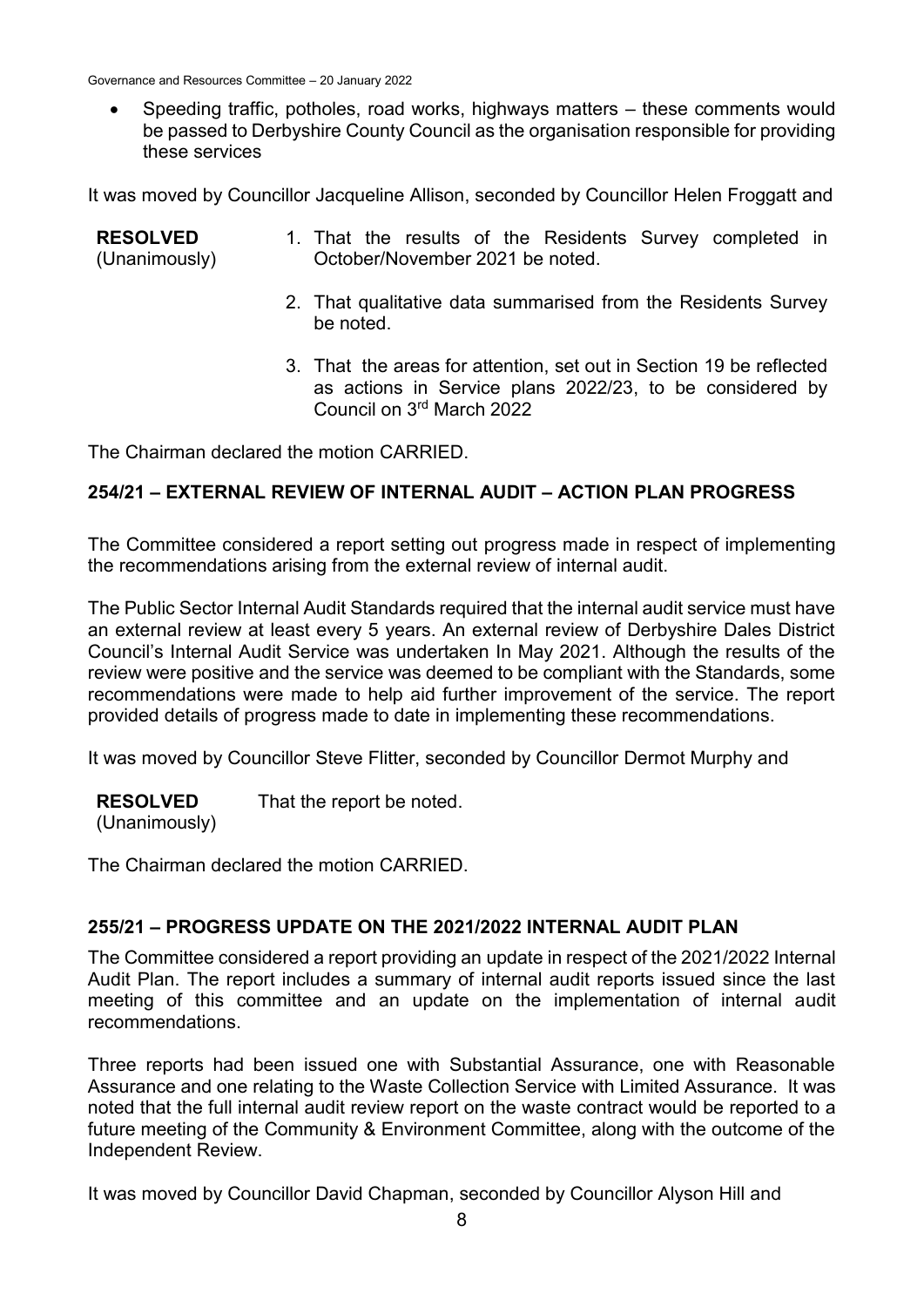- Speeding traffic, potholes, road works, highways matters – these comments would be passed to Derbyshire County Council as the organisation responsible for providing these services

It was moved by Councillor Jacqueline Allison, seconded by Councillor Helen Froggatt and

**RESOLVED** (Unanimously)

1. That the results of the Residents Survey completed in October/November 2021 be noted.
2. That qualitative data summarised from the Residents Survey be noted.
3. That the areas for attention, set out in Section 19 be reflected as actions in Service plans 2022/23, to be considered by Council on 3rd March 2022

The Chairman declared the motion CARRIED.

## 254/21 – EXTERNAL REVIEW OF INTERNAL AUDIT – ACTION PLAN PROGRESS

The Committee considered a report setting out progress made in respect of implementing the recommendations arising from the external review of internal audit.

The Public Sector Internal Audit Standards required that the internal audit service must have an external review at least every 5 years. An external review of Derbyshire Dales District Council's Internal Audit Service was undertaken In May 2021. Although the results of the review were positive and the service was deemed to be compliant with the Standards, some recommendations were made to help aid further improvement of the service. The report provided details of progress made to date in implementing these recommendations.

It was moved by Councillor Steve Flitter, seconded by Councillor Dermot Murphy and

**RESOLVED** (Unanimously) That the report be noted.

The Chairman declared the motion CARRIED.

## 255/21 – PROGRESS UPDATE ON THE 2021/2022 INTERNAL AUDIT PLAN

The Committee considered a report providing an update in respect of the 2021/2022 Internal Audit Plan. The report includes a summary of internal audit reports issued since the last meeting of this committee and an update on the implementation of internal audit recommendations.

Three reports had been issued one with Substantial Assurance, one with Reasonable Assurance and one relating to the Waste Collection Service with Limited Assurance. It was noted that the full internal audit review report on the waste contract would be reported to a future meeting of the Community & Environment Committee, along with the outcome of the Independent Review.

It was moved by Councillor David Chapman, seconded by Councillor Alyson Hill and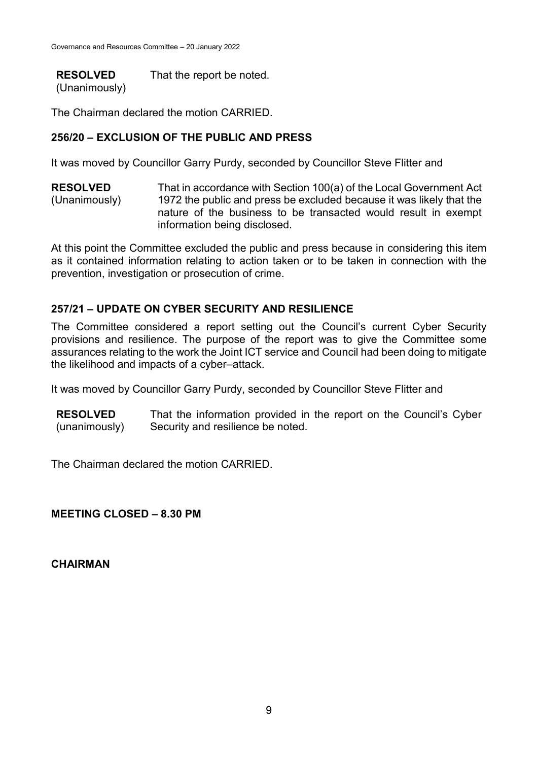**RESOLVED** (Unanimously) That the report be noted.

The Chairman declared the motion CARRIED.

## 256/20 – EXCLUSION OF THE PUBLIC AND PRESS

It was moved by Councillor Garry Purdy, seconded by Councillor Steve Flitter and

**RESOLVED** (Unanimously) That in accordance with Section 100(a) of the Local Government Act 1972 the public and press be excluded because it was likely that the nature of the business to be transacted would result in exempt information being disclosed.

At this point the Committee excluded the public and press because in considering this item as it contained information relating to action taken or to be taken in connection with the prevention, investigation or prosecution of crime.

## 257/21 – UPDATE ON CYBER SECURITY AND RESILIENCE

The Committee considered a report setting out the Council's current Cyber Security provisions and resilience. The purpose of the report was to give the Committee some assurances relating to the work the Joint ICT service and Council had been doing to mitigate the likelihood and impacts of a cyber–attack.

It was moved by Councillor Garry Purdy, seconded by Councillor Steve Flitter and

**RESOLVED** (unanimously) That the information provided in the report on the Council's Cyber Security and resilience be noted.

The Chairman declared the motion CARRIED.

**MEETING CLOSED – 8.30 PM**

**CHAIRMAN**